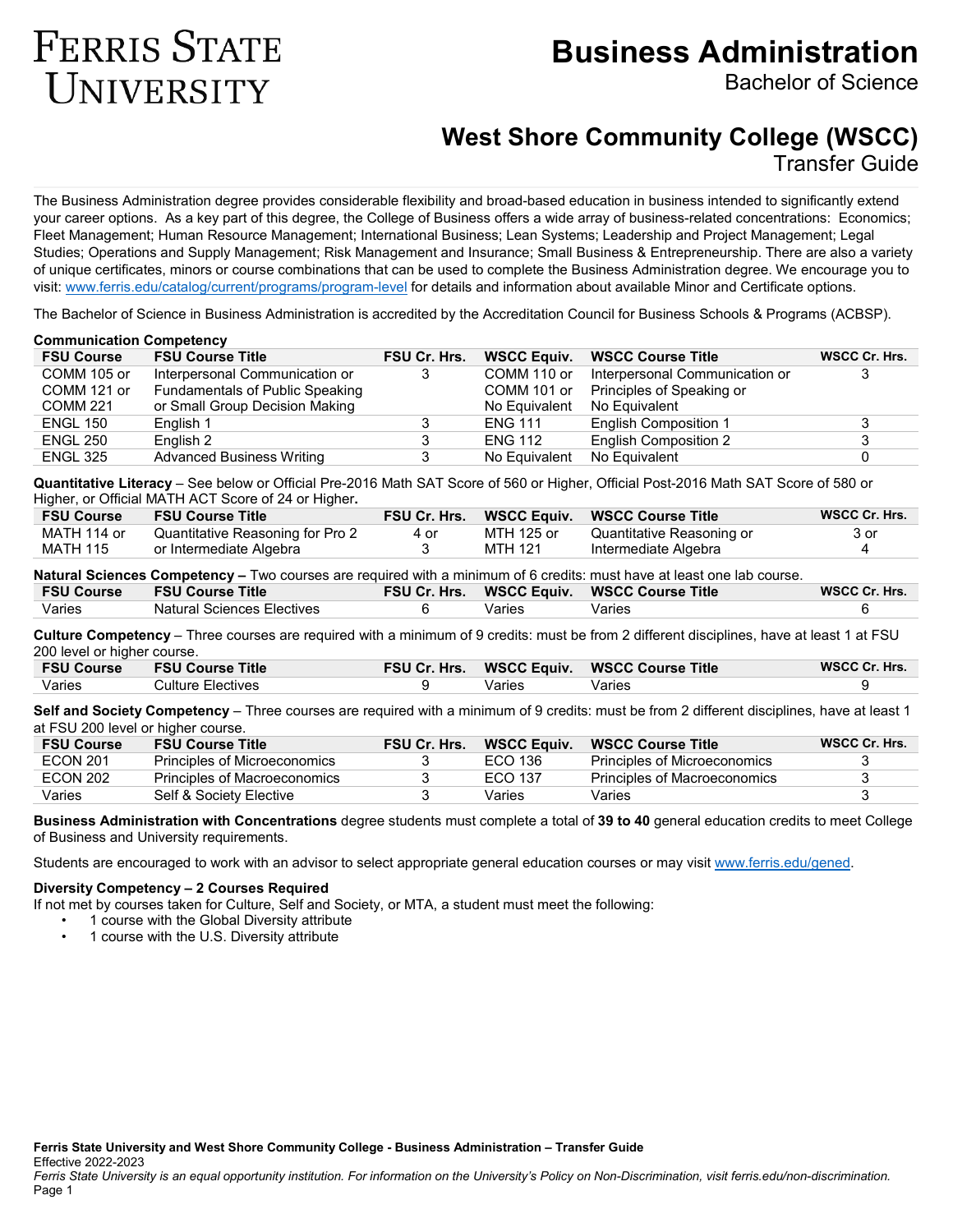# Ferris State University

# Business Administration

Bachelor of Science

## West Shore Community College (WSCC)

Transfer Guide

The Business Administration degree provides considerable flexibility and broad-based education in business intended to significantly extend your career options. As a key part of this degree, the College of Business offers a wide array of business-related concentrations: Economics; Fleet Management; Human Resource Management; International Business; Lean Systems; Leadership and Project Management; Legal Studies; Operations and Supply Management; Risk Management and Insurance; Small Business & Entrepreneurship. There are also a variety of unique certificates, minors or course combinations that can be used to complete the Business Administration degree. We encourage you to visit: www.ferris.edu/catalog/current/programs/program-level for details and information about available Minor and Certificate options.

The Bachelor of Science in Business Administration is accredited by the Accreditation Council for Business Schools & Programs (ACBSP).

**Communication Competency**

| FSU Course | FSU Course Title | FSU Cr. Hrs. | WSCC Equiv. | WSCC Course Title | WSCC Cr. Hrs. |
|---|---|---|---|---|---|
| COMM 105 or COMM 121 or COMM 221 | Interpersonal Communication or Fundamentals of Public Speaking or Small Group Decision Making | 3 | COMM 110 or COMM 101 or No Equivalent | Interpersonal Communication or Principles of Speaking or No Equivalent | 3 |
| ENGL 150 | English 1 | 3 | ENG 111 | English Composition 1 | 3 |
| ENGL 250 | English 2 | 3 | ENG 112 | English Composition 2 | 3 |
| ENGL 325 | Advanced Business Writing | 3 | No Equivalent | No Equivalent | 0 |

**Quantitative Literacy** – See below or Official Pre-2016 Math SAT Score of 560 or Higher, Official Post-2016 Math SAT Score of 580 or Higher, or Official MATH ACT Score of 24 or Higher**.**

| FSU Course | FSU Course Title | FSU Cr. Hrs. | WSCC Equiv. | WSCC Course Title | WSCC Cr. Hrs. |
|---|---|---|---|---|---|
| MATH 114 or MATH 115 | Quantitative Reasoning for Pro 2 or Intermediate Algebra | 4 or 3 | MTH 125 or MTH 121 | Quantitative Reasoning or Intermediate Algebra | 3 or 4 |

**Natural Sciences Competency –** Two courses are required with a minimum of 6 credits: must have at least one lab course.

| FSU Course | FSU Course Title | FSU Cr. Hrs. | WSCC Equiv. | WSCC Course Title | WSCC Cr. Hrs. |
|---|---|---|---|---|---|
| Varies | Natural Sciences Electives | 6 | Varies | Varies | 6 |

**Culture Competency** – Three courses are required with a minimum of 9 credits: must be from 2 different disciplines, have at least 1 at FSU 200 level or higher course.

| FSU Course | FSU Course Title | FSU Cr. Hrs. | WSCC Equiv. | WSCC Course Title | WSCC Cr. Hrs. |
|---|---|---|---|---|---|
| Varies | Culture Electives | 9 | Varies | Varies | 9 |

**Self and Society Competency** – Three courses are required with a minimum of 9 credits: must be from 2 different disciplines, have at least 1 at FSU 200 level or higher course.

| FSU Course | FSU Course Title | FSU Cr. Hrs. | WSCC Equiv. | WSCC Course Title | WSCC Cr. Hrs. |
|---|---|---|---|---|---|
| ECON 201 | Principles of Microeconomics | 3 | ECO 136 | Principles of Microeconomics | 3 |
| ECON 202 | Principles of Macroeconomics | 3 | ECO 137 | Principles of Macroeconomics | 3 |
| Varies | Self & Society Elective | 3 | Varies | Varies | 3 |

**Business Administration with Concentrations** degree students must complete a total of **39 to 40** general education credits to meet College of Business and University requirements.

Students are encouraged to work with an advisor to select appropriate general education courses or may visit www.ferris.edu/gened.

**Diversity Competency – 2 Courses Required**

If not met by courses taken for Culture, Self and Society, or MTA, a student must meet the following:

- 1 course with the Global Diversity attribute
- 1 course with the U.S. Diversity attribute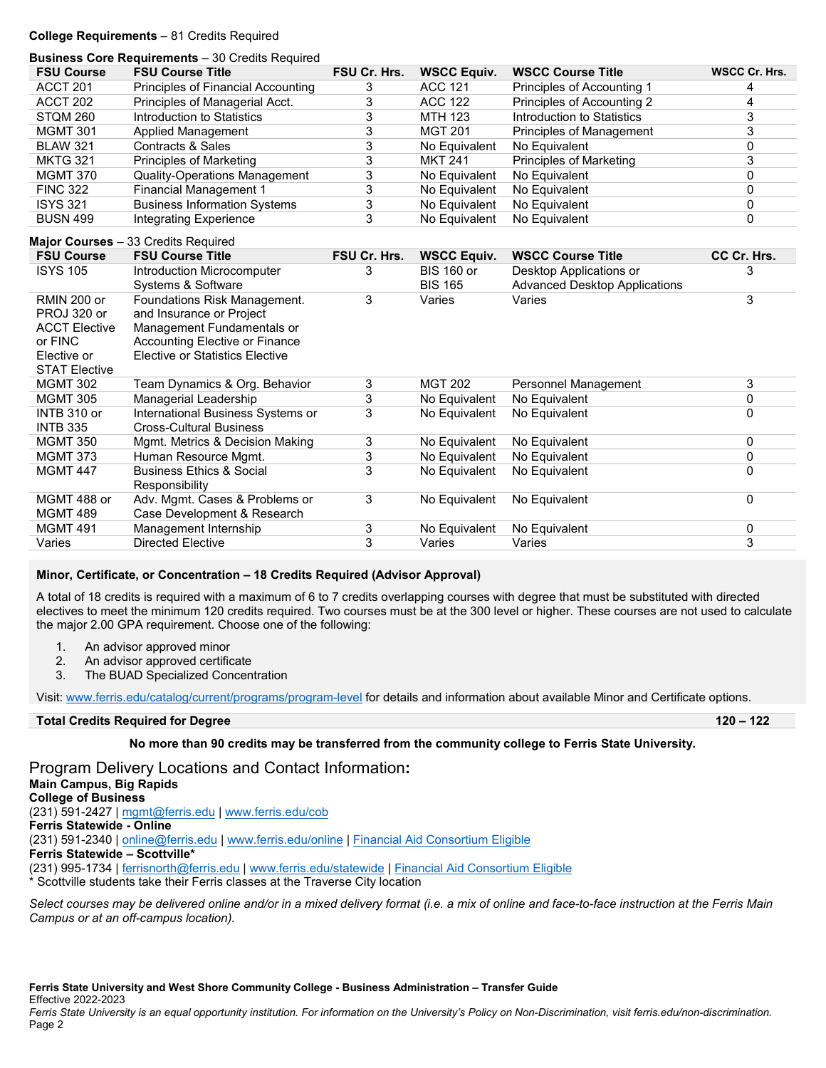**College Requirements** – 81 Credits Required

**Business Core Requirements** – 30 Credits Required

| FSU Course | FSU Course Title | FSU Cr. Hrs. | WSCC Equiv. | WSCC Course Title | WSCC Cr. Hrs. |
|---|---|---|---|---|---|
| ACCT 201 | Principles of Financial Accounting | 3 | ACC 121 | Principles of Accounting 1 | 4 |
| ACCT 202 | Principles of Managerial Acct. | 3 | ACC 122 | Principles of Accounting 2 | 4 |
| STQM 260 | Introduction to Statistics | 3 | MTH 123 | Introduction to Statistics | 3 |
| MGMT 301 | Applied Management | 3 | MGT 201 | Principles of Management | 3 |
| BLAW 321 | Contracts & Sales | 3 | No Equivalent | No Equivalent | 0 |
| MKTG 321 | Principles of Marketing | 3 | MKT 241 | Principles of Marketing | 3 |
| MGMT 370 | Quality-Operations Management | 3 | No Equivalent | No Equivalent | 0 |
| FINC 322 | Financial Management 1 | 3 | No Equivalent | No Equivalent | 0 |
| ISYS 321 | Business Information Systems | 3 | No Equivalent | No Equivalent | 0 |
| BUSN 499 | Integrating Experience | 3 | No Equivalent | No Equivalent | 0 |

**Major Courses** – 33 Credits Required

| FSU Course | FSU Course Title | FSU Cr. Hrs. | WSCC Equiv. | WSCC Course Title | CC Cr. Hrs. |
|---|---|---|---|---|---|
| ISYS 105 | Introduction Microcomputer Systems & Software | 3 | BIS 160 or BIS 165 | Desktop Applications or Advanced Desktop Applications | 3 |
| RMIN 200 or PROJ 320 or ACCT Elective or FINC Elective or STAT Elective | Foundations Risk Management. and Insurance or Project Management Fundamentals or Accounting Elective or Finance Elective or Statistics Elective | 3 | Varies | Varies | 3 |
| MGMT 302 | Team Dynamics & Org. Behavior | 3 | MGT 202 | Personnel Management | 3 |
| MGMT 305 | Managerial Leadership | 3 | No Equivalent | No Equivalent | 0 |
| INTB 310 or INTB 335 | International Business Systems or Cross-Cultural Business | 3 | No Equivalent | No Equivalent | 0 |
| MGMT 350 | Mgmt. Metrics & Decision Making | 3 | No Equivalent | No Equivalent | 0 |
| MGMT 373 | Human Resource Mgmt. | 3 | No Equivalent | No Equivalent | 0 |
| MGMT 447 | Business Ethics & Social Responsibility | 3 | No Equivalent | No Equivalent | 0 |
| MGMT 488 or MGMT 489 | Adv. Mgmt. Cases & Problems or Case Development & Research | 3 | No Equivalent | No Equivalent | 0 |
| MGMT 491 | Management Internship | 3 | No Equivalent | No Equivalent | 0 |
| Varies | Directed Elective | 3 | Varies | Varies | 3 |

**Minor, Certificate, or Concentration – 18 Credits Required (Advisor Approval)**

A total of 18 credits is required with a maximum of 6 to 7 credits overlapping courses with degree that must be substituted with directed electives to meet the minimum 120 credits required. Two courses must be at the 300 level or higher. These courses are not used to calculate the major 2.00 GPA requirement. Choose one of the following:

1. An advisor approved minor
2. An advisor approved certificate
3. The BUAD Specialized Concentration

Visit: www.ferris.edu/catalog/current/programs/program-level for details and information about available Minor and Certificate options.

| **Total Credits Required for Degree** | **120 – 122** |
|---|---|

**No more than 90 credits may be transferred from the community college to Ferris State University.**

## Program Delivery Locations and Contact Information:

**Main Campus, Big Rapids**
**College of Business**
(231) 591-2427 | mgmt@ferris.edu | www.ferris.edu/cob
**Ferris Statewide - Online**
(231) 591-2340 | online@ferris.edu | www.ferris.edu/online | Financial Aid Consortium Eligible
**Ferris Statewide – Scottville***
(231) 995-1734 | ferrisnorth@ferris.edu | www.ferris.edu/statewide | Financial Aid Consortium Eligible
* Scottville students take their Ferris classes at the Traverse City location

*Select courses may be delivered online and/or in a mixed delivery format (i.e. a mix of online and face-to-face instruction at the Ferris Main Campus or at an off-campus location).*

**Ferris State University and West Shore Community College - Business Administration – Transfer Guide**
Effective 2022-2023
*Ferris State University is an equal opportunity institution. For information on the University's Policy on Non-Discrimination, visit ferris.edu/non-discrimination.*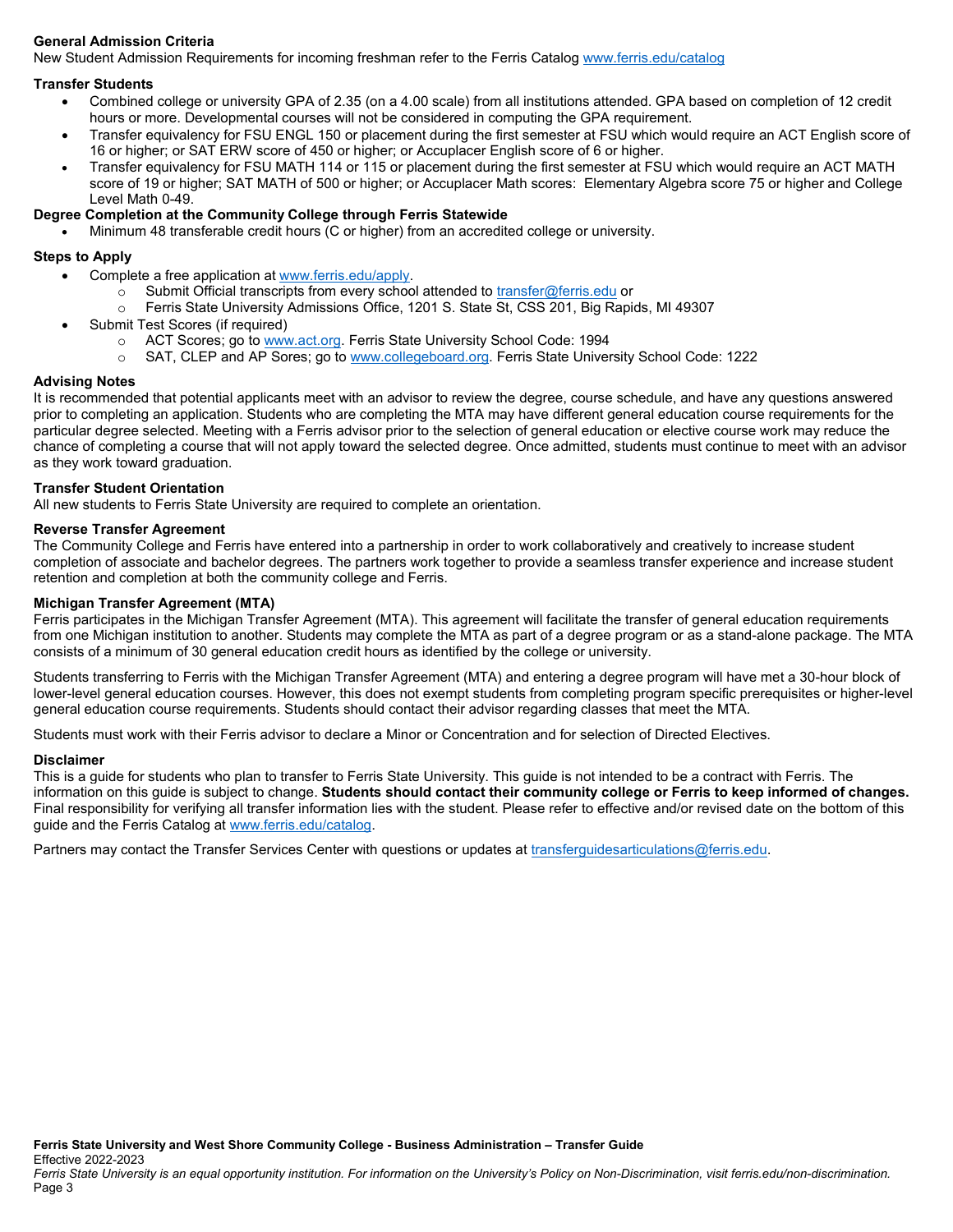### General Admission Criteria

New Student Admission Requirements for incoming freshman refer to the Ferris Catalog www.ferris.edu/catalog

### Transfer Students

- Combined college or university GPA of 2.35 (on a 4.00 scale) from all institutions attended. GPA based on completion of 12 credit hours or more. Developmental courses will not be considered in computing the GPA requirement.
- Transfer equivalency for FSU ENGL 150 or placement during the first semester at FSU which would require an ACT English score of 16 or higher; or SAT ERW score of 450 or higher; or Accuplacer English score of 6 or higher.
- Transfer equivalency for FSU MATH 114 or 115 or placement during the first semester at FSU which would require an ACT MATH score of 19 or higher; SAT MATH of 500 or higher; or Accuplacer Math scores: Elementary Algebra score 75 or higher and College Level Math 0-49.

### Degree Completion at the Community College through Ferris Statewide

- Minimum 48 transferable credit hours (C or higher) from an accredited college or university.

### Steps to Apply

- Complete a free application at www.ferris.edu/apply.
  - Submit Official transcripts from every school attended to transfer@ferris.edu or
  - Ferris State University Admissions Office, 1201 S. State St, CSS 201, Big Rapids, MI 49307
- Submit Test Scores (if required)
  - ACT Scores; go to www.act.org. Ferris State University School Code: 1994
  - SAT, CLEP and AP Sores; go to www.collegeboard.org. Ferris State University School Code: 1222

### Advising Notes

It is recommended that potential applicants meet with an advisor to review the degree, course schedule, and have any questions answered prior to completing an application. Students who are completing the MTA may have different general education course requirements for the particular degree selected. Meeting with a Ferris advisor prior to the selection of general education or elective course work may reduce the chance of completing a course that will not apply toward the selected degree. Once admitted, students must continue to meet with an advisor as they work toward graduation.

### Transfer Student Orientation

All new students to Ferris State University are required to complete an orientation.

### Reverse Transfer Agreement

The Community College and Ferris have entered into a partnership in order to work collaboratively and creatively to increase student completion of associate and bachelor degrees. The partners work together to provide a seamless transfer experience and increase student retention and completion at both the community college and Ferris.

### Michigan Transfer Agreement (MTA)

Ferris participates in the Michigan Transfer Agreement (MTA). This agreement will facilitate the transfer of general education requirements from one Michigan institution to another. Students may complete the MTA as part of a degree program or as a stand-alone package. The MTA consists of a minimum of 30 general education credit hours as identified by the college or university.

Students transferring to Ferris with the Michigan Transfer Agreement (MTA) and entering a degree program will have met a 30-hour block of lower-level general education courses. However, this does not exempt students from completing program specific prerequisites or higher-level general education course requirements. Students should contact their advisor regarding classes that meet the MTA.

Students must work with their Ferris advisor to declare a Minor or Concentration and for selection of Directed Electives.

### Disclaimer

This is a guide for students who plan to transfer to Ferris State University. This guide is not intended to be a contract with Ferris. The information on this guide is subject to change. **Students should contact their community college or Ferris to keep informed of changes.** Final responsibility for verifying all transfer information lies with the student. Please refer to effective and/or revised date on the bottom of this guide and the Ferris Catalog at www.ferris.edu/catalog.

Partners may contact the Transfer Services Center with questions or updates at transferguidesarticulations@ferris.edu.

**Ferris State University and West Shore Community College - Business Administration – Transfer Guide**
Effective 2022-2023
*Ferris State University is an equal opportunity institution. For information on the University's Policy on Non-Discrimination, visit ferris.edu/non-discrimination.*